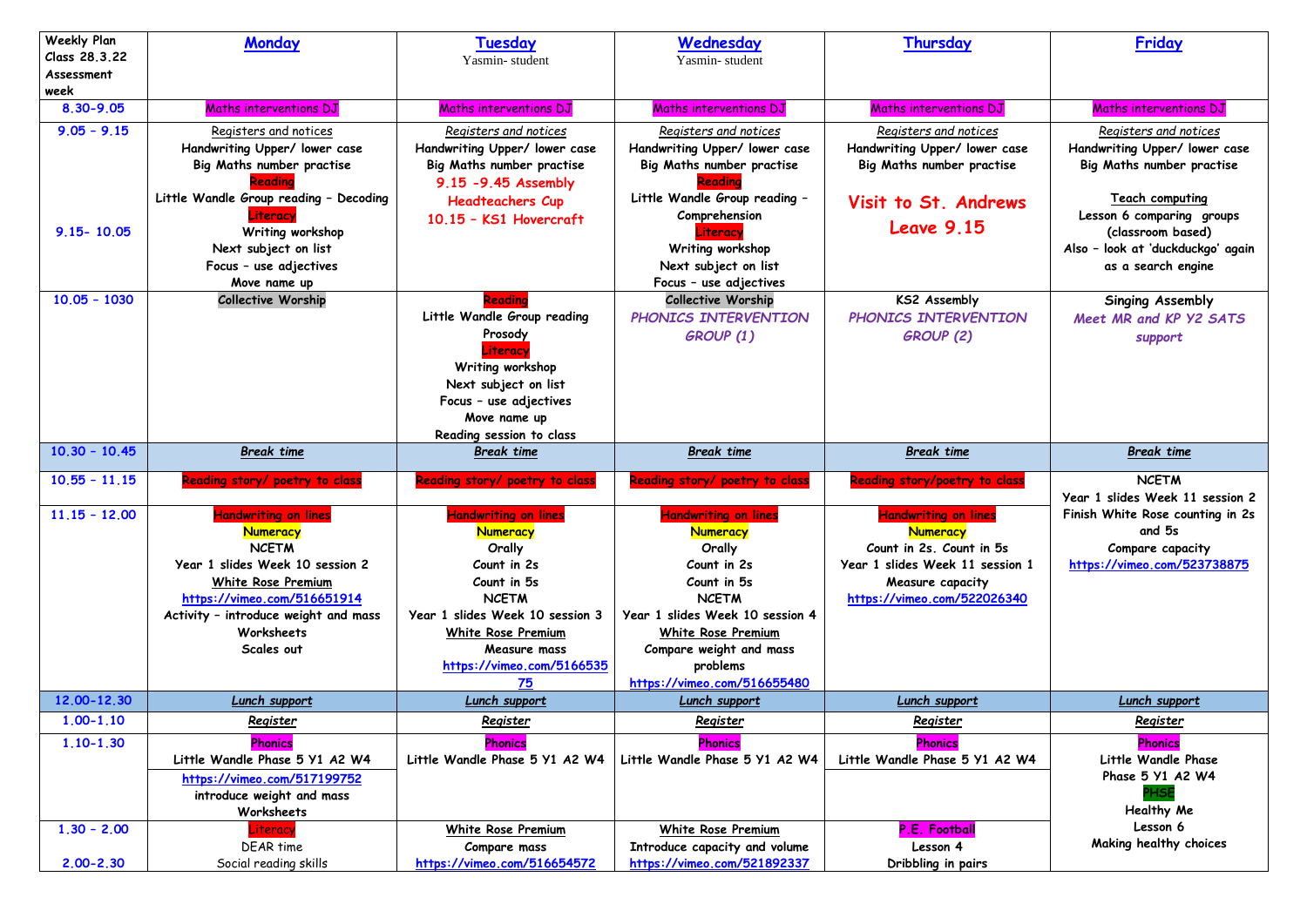| Weekly Plan Class 28.3.22 Assessment week | Monday | Tuesday<br>Yasmin- student | Wednesday<br>Yasmin- student | Thursday | Friday |
|---|---|---|---|---|---|
| 8.30-9.05 | Maths interventions DJ | Maths interventions DJ | Maths interventions DJ | Maths interventions DJ | Maths interventions DJ |
| 9.05 – 9.15<br><br>9.15- 10.05 | Registers and notices<br>Handwriting Upper/ lower case<br>Big Maths number practise<br>Reading<br>Little Wandle Group reading – Decoding<br>Literacy<br>Writing workshop<br>Next subject on list<br>Focus – use adjectives<br>Move name up | Registers and notices<br>Handwriting Upper/ lower case<br>Big Maths number practise<br>9.15 -9.45 Assembly<br>Headteachers Cup<br>10.15 – KS1 Hovercraft | Registers and notices<br>Handwriting Upper/ lower case<br>Big Maths number practise<br>Reading<br>Little Wandle Group reading – Comprehension<br>Literacy<br>Writing workshop<br>Next subject on list<br>Focus – use adjectives | Registers and notices<br>Handwriting Upper/ lower case<br>Big Maths number practise<br>Visit to St. Andrews<br>Leave 9.15 | Registers and notices<br>Handwriting Upper/ lower case<br>Big Maths number practise<br>Teach computing<br>Lesson 6 comparing groups (classroom based)<br>Also – look at 'duckduckgo' again as a search engine |
| 10.05 – 1030 | Collective Worship | Reading<br>Little Wandle Group reading Prosody<br>Literacy<br>Writing workshop<br>Next subject on list<br>Focus – use adjectives<br>Move name up<br>Reading session to class | Collective Worship<br>*PHONICS INTERVENTION GROUP (1)* | KS2 Assembly<br>*PHONICS INTERVENTION GROUP (2)* | Singing Assembly<br>*Meet MR and KP Y2 SATS support* |
| 10.30 – 10.45 | *Break time* | *Break time* | *Break time* | *Break time* | *Break time* |
| 10.55 – 11.15 | Reading story/ poetry to class | Reading story/ poetry to class | Reading story/ poetry to class | Reading story/poetry to class | NCETM<br>Year 1 slides Week 11 session 2<br>Finish White Rose counting in 2s and 5s<br>Compare capacity<br>https://vimeo.com/523738875 |
| 11.15 – 12.00 | Handwriting on lines<br>Numeracy<br>NCETM<br>Year 1 slides Week 10 session 2<br>White Rose Premium<br>https://vimeo.com/516651914<br>Activity – introduce weight and mass<br>Worksheets<br>Scales out | Handwriting on lines<br>Numeracy<br>Orally<br>Count in 2s<br>Count in 5s<br>NCETM<br>Year 1 slides Week 10 session 3<br>White Rose Premium<br>Measure mass<br>https://vimeo.com/516653575 | Handwriting on lines<br>Numeracy<br>Orally<br>Count in 2s<br>Count in 5s<br>NCETM<br>Year 1 slides Week 10 session 4<br>White Rose Premium<br>Compare weight and mass problems<br>https://vimeo.com/516655480 | Handwriting on lines<br>Numeracy<br>Count in 2s. Count in 5s<br>Year 1 slides Week 11 session 1<br>Measure capacity<br>https://vimeo.com/522026340 | |
| 12.00-12.30 | *Lunch support* | *Lunch support* | *Lunch support* | *Lunch support* | *Lunch support* |
| 1.00-1.10 | Register | Register | Register | Register | Register |
| 1.10-1.30 | Phonics<br>Little Wandle Phase 5 Y1 A2 W4<br>https://vimeo.com/517199752<br>introduce weight and mass<br>Worksheets | Phonics<br>Little Wandle Phase 5 Y1 A2 W4 | Phonics<br>Little Wandle Phase 5 Y1 A2 W4 | Phonics<br>Little Wandle Phase 5 Y1 A2 W4 | Phonics<br>Little Wandle Phase Phase 5 Y1 A2 W4<br>PHSE<br>Healthy Me<br>Lesson 6<br>Making healthy choices |
| 1.30 – 2.00<br><br>2.00-2.30 | Literacy<br>DEAR time<br>Social reading skills | White Rose Premium<br>Compare mass<br>https://vimeo.com/516654572 | White Rose Premium<br>Introduce capacity and volume<br>https://vimeo.com/521892337 | P.E. Football<br>Lesson 4<br>Dribbling in pairs | |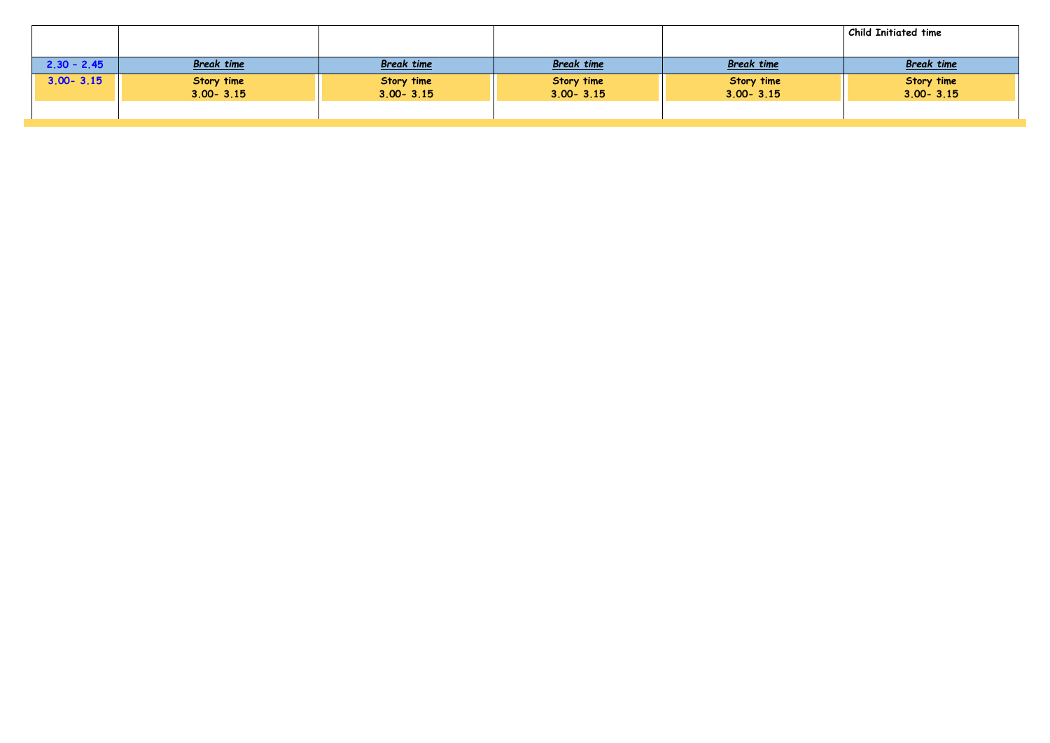| | | | | | |
|---|---|---|---|---|---|
| | | | | | **Child Initiated time** |
| **2.30 – 2.45** | ***Break time*** | ***Break time*** | ***Break time*** | ***Break time*** | ***Break time*** |
| **3.00- 3.15** | **Story time 3.00- 3.15** | **Story time 3.00- 3.15** | **Story time 3.00- 3.15** | **Story time 3.00- 3.15** | **Story time 3.00- 3.15** |